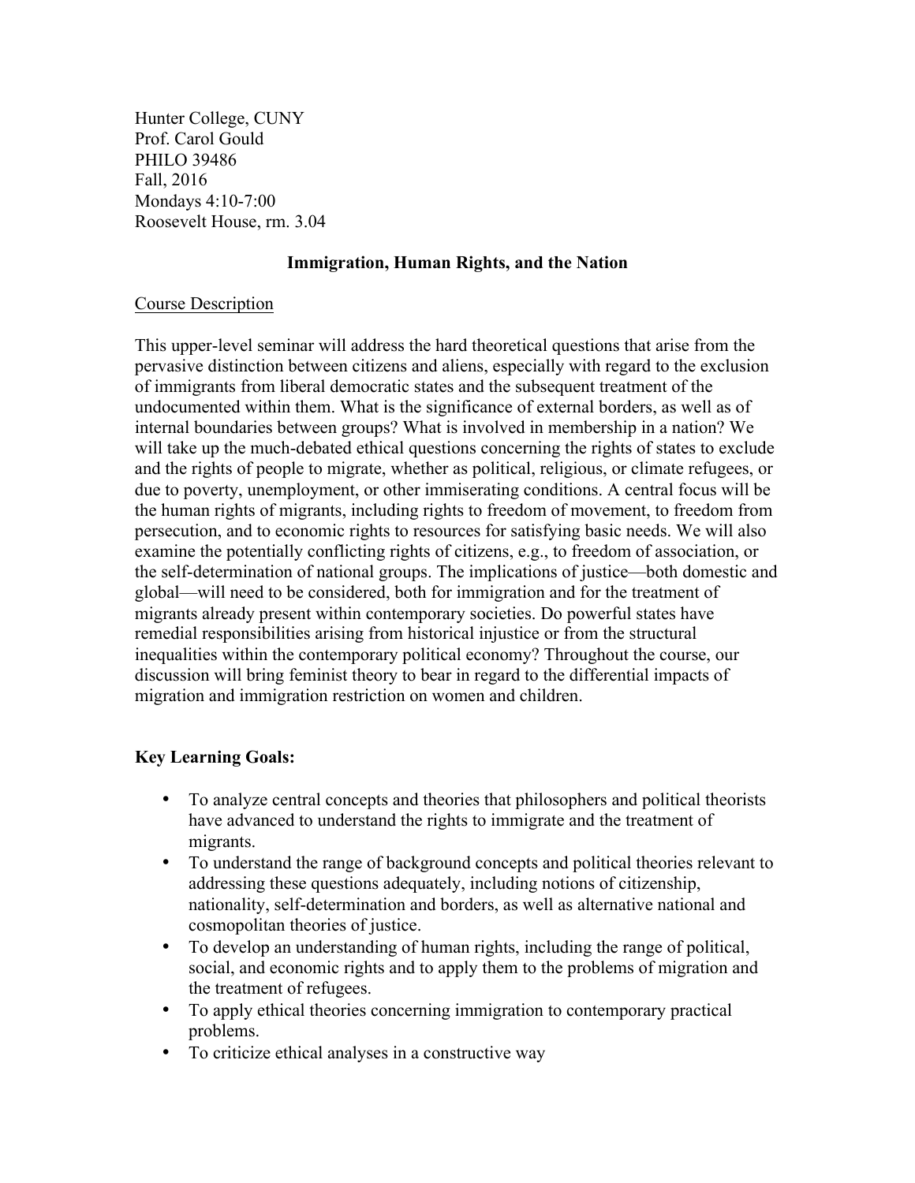Hunter College, CUNY
Prof. Carol Gould
PHILO 39486
Fall, 2016
Mondays 4:10-7:00
Roosevelt House, rm. 3.04

## Immigration, Human Rights, and the Nation

### Course Description

This upper-level seminar will address the hard theoretical questions that arise from the pervasive distinction between citizens and aliens, especially with regard to the exclusion of immigrants from liberal democratic states and the subsequent treatment of the undocumented within them. What is the significance of external borders, as well as of internal boundaries between groups? What is involved in membership in a nation? We will take up the much-debated ethical questions concerning the rights of states to exclude and the rights of people to migrate, whether as political, religious, or climate refugees, or due to poverty, unemployment, or other immiserating conditions. A central focus will be the human rights of migrants, including rights to freedom of movement, to freedom from persecution, and to economic rights to resources for satisfying basic needs. We will also examine the potentially conflicting rights of citizens, e.g., to freedom of association, or the self-determination of national groups. The implications of justice—both domestic and global—will need to be considered, both for immigration and for the treatment of migrants already present within contemporary societies. Do powerful states have remedial responsibilities arising from historical injustice or from the structural inequalities within the contemporary political economy? Throughout the course, our discussion will bring feminist theory to bear in regard to the differential impacts of migration and immigration restriction on women and children.

### Key Learning Goals:

- To analyze central concepts and theories that philosophers and political theorists have advanced to understand the rights to immigrate and the treatment of migrants.
- To understand the range of background concepts and political theories relevant to addressing these questions adequately, including notions of citizenship, nationality, self-determination and borders, as well as alternative national and cosmopolitan theories of justice.
- To develop an understanding of human rights, including the range of political, social, and economic rights and to apply them to the problems of migration and the treatment of refugees.
- To apply ethical theories concerning immigration to contemporary practical problems.
- To criticize ethical analyses in a constructive way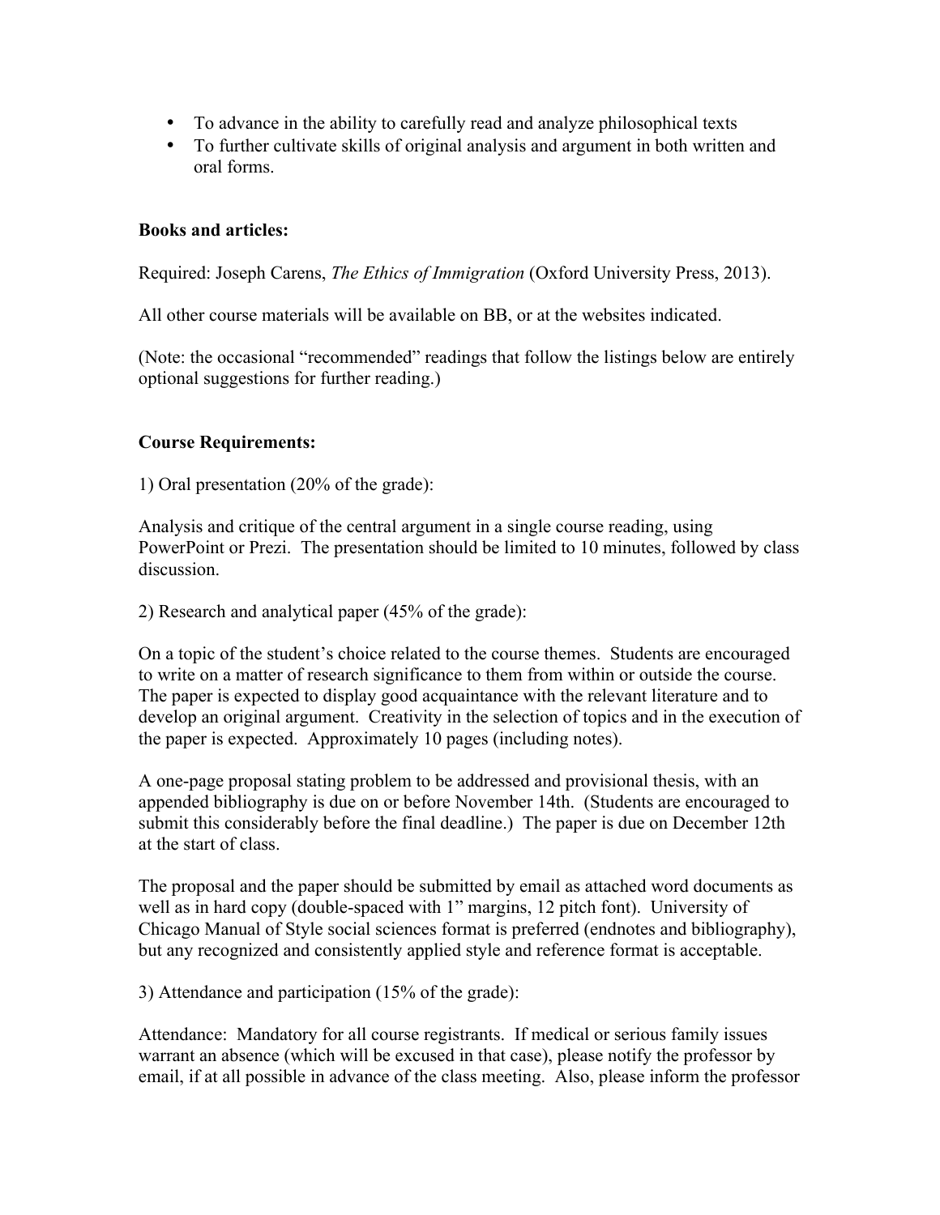- To advance in the ability to carefully read and analyze philosophical texts
- To further cultivate skills of original analysis and argument in both written and oral forms.

**Books and articles:**

Required: Joseph Carens, *The Ethics of Immigration* (Oxford University Press, 2013).

All other course materials will be available on BB, or at the websites indicated.

(Note: the occasional "recommended" readings that follow the listings below are entirely optional suggestions for further reading.)

**Course Requirements:**

1) Oral presentation (20% of the grade):

Analysis and critique of the central argument in a single course reading, using PowerPoint or Prezi. The presentation should be limited to 10 minutes, followed by class discussion.

2) Research and analytical paper (45% of the grade):

On a topic of the student's choice related to the course themes. Students are encouraged to write on a matter of research significance to them from within or outside the course. The paper is expected to display good acquaintance with the relevant literature and to develop an original argument. Creativity in the selection of topics and in the execution of the paper is expected. Approximately 10 pages (including notes).

A one-page proposal stating problem to be addressed and provisional thesis, with an appended bibliography is due on or before November 14th. (Students are encouraged to submit this considerably before the final deadline.) The paper is due on December 12th at the start of class.

The proposal and the paper should be submitted by email as attached word documents as well as in hard copy (double-spaced with 1" margins, 12 pitch font). University of Chicago Manual of Style social sciences format is preferred (endnotes and bibliography), but any recognized and consistently applied style and reference format is acceptable.

3) Attendance and participation (15% of the grade):

Attendance: Mandatory for all course registrants. If medical or serious family issues warrant an absence (which will be excused in that case), please notify the professor by email, if at all possible in advance of the class meeting. Also, please inform the professor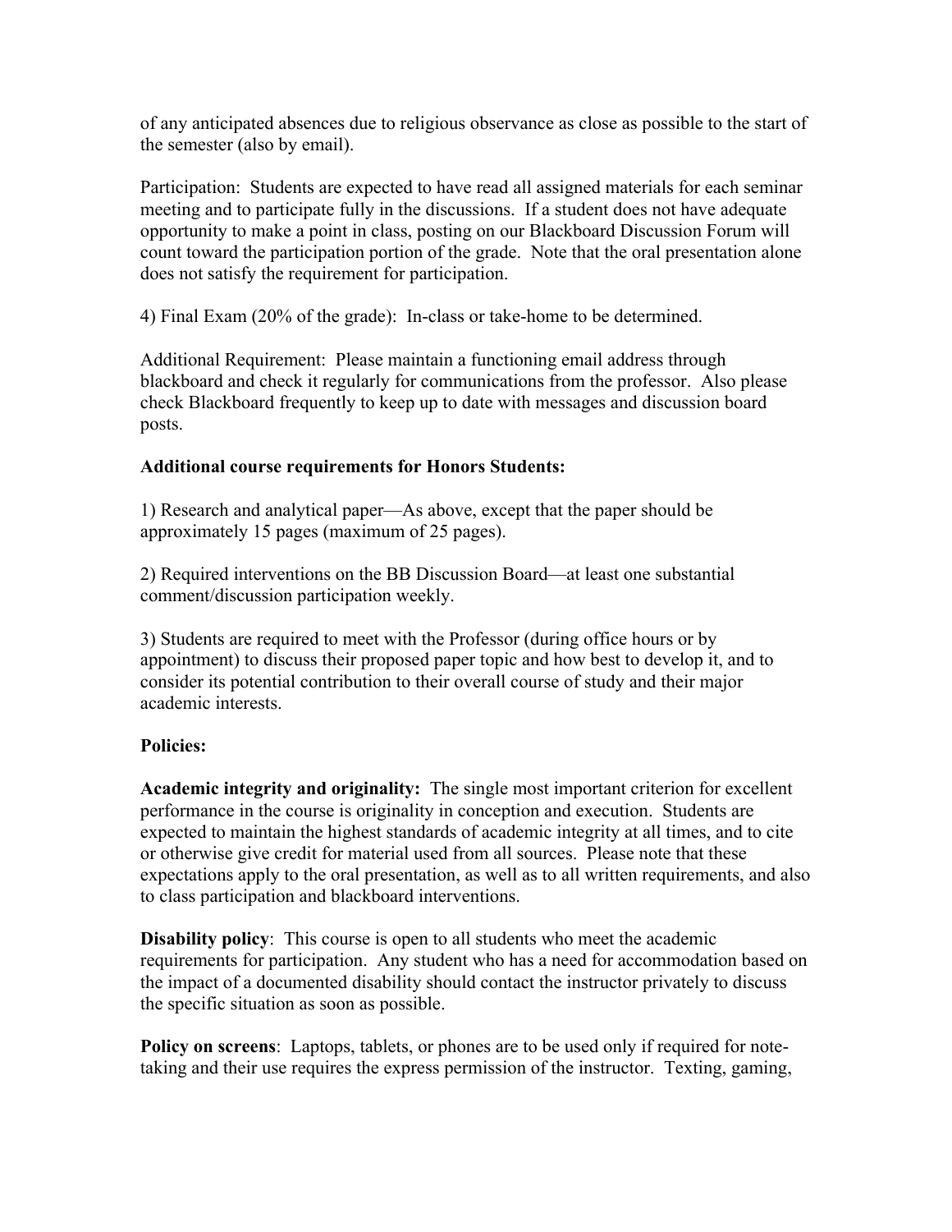of any anticipated absences due to religious observance as close as possible to the start of the semester (also by email).

Participation: Students are expected to have read all assigned materials for each seminar meeting and to participate fully in the discussions. If a student does not have adequate opportunity to make a point in class, posting on our Blackboard Discussion Forum will count toward the participation portion of the grade. Note that the oral presentation alone does not satisfy the requirement for participation.

4) Final Exam (20% of the grade): In-class or take-home to be determined.

Additional Requirement: Please maintain a functioning email address through blackboard and check it regularly for communications from the professor. Also please check Blackboard frequently to keep up to date with messages and discussion board posts.

**Additional course requirements for Honors Students:**

1) Research and analytical paper—As above, except that the paper should be approximately 15 pages (maximum of 25 pages).

2) Required interventions on the BB Discussion Board—at least one substantial comment/discussion participation weekly.

3) Students are required to meet with the Professor (during office hours or by appointment) to discuss their proposed paper topic and how best to develop it, and to consider its potential contribution to their overall course of study and their major academic interests.

**Policies:**

**Academic integrity and originality:** The single most important criterion for excellent performance in the course is originality in conception and execution. Students are expected to maintain the highest standards of academic integrity at all times, and to cite or otherwise give credit for material used from all sources. Please note that these expectations apply to the oral presentation, as well as to all written requirements, and also to class participation and blackboard interventions.

**Disability policy**: This course is open to all students who meet the academic requirements for participation. Any student who has a need for accommodation based on the impact of a documented disability should contact the instructor privately to discuss the specific situation as soon as possible.

**Policy on screens**: Laptops, tablets, or phones are to be used only if required for note-taking and their use requires the express permission of the instructor. Texting, gaming,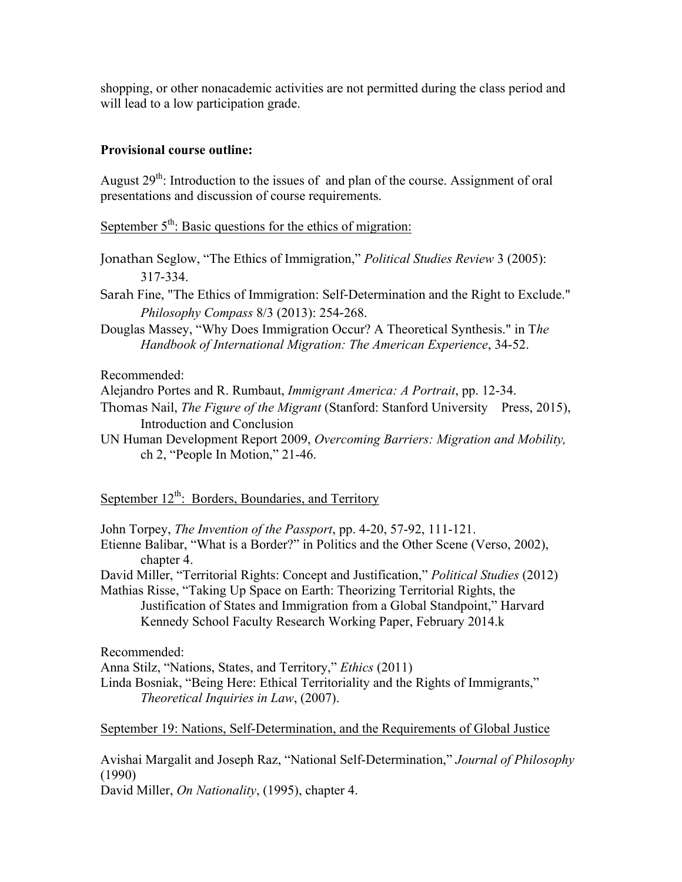shopping, or other nonacademic activities are not permitted during the class period and will lead to a low participation grade.

**Provisional course outline:**

August 29th: Introduction to the issues of  and plan of the course. Assignment of oral presentations and discussion of course requirements.

<u>September 5th: Basic questions for the ethics of migration:</u>

Jonathan Seglow, “The Ethics of Immigration,” *Political Studies Review* 3 (2005): 317-334.

Sarah Fine, "The Ethics of Immigration: Self-Determination and the Right to Exclude." *Philosophy Compass* 8/3 (2013): 254-268.

Douglas Massey, “Why Does Immigration Occur? A Theoretical Synthesis." in T*he Handbook of International Migration: The American Experience*, 34-52.

Recommended:

Alejandro Portes and R. Rumbaut, *Immigrant America: A Portrait*, pp. 12-34.

Thomas Nail, *The Figure of the Migrant* (Stanford: Stanford University Press, 2015), Introduction and Conclusion

UN Human Development Report 2009, *Overcoming Barriers: Migration and Mobility,* ch 2, “People In Motion,” 21-46.

<u>September 12th: Borders, Boundaries, and Territory</u>

John Torpey, *The Invention of the Passport*, pp. 4-20, 57-92, 111-121.

Etienne Balibar, “What is a Border?” in Politics and the Other Scene (Verso, 2002), chapter 4.

David Miller, “Territorial Rights: Concept and Justification,” *Political Studies* (2012)

Mathias Risse, “Taking Up Space on Earth: Theorizing Territorial Rights, the Justification of States and Immigration from a Global Standpoint,” Harvard Kennedy School Faculty Research Working Paper, February 2014.k

Recommended:

Anna Stilz, “Nations, States, and Territory,” *Ethics* (2011)

Linda Bosniak, “Being Here: Ethical Territoriality and the Rights of Immigrants,” *Theoretical Inquiries in Law*, (2007).

<u>September 19: Nations, Self-Determination, and the Requirements of Global Justice</u>

Avishai Margalit and Joseph Raz, “National Self-Determination,” *Journal of Philosophy* (1990)

David Miller, *On Nationality*, (1995), chapter 4.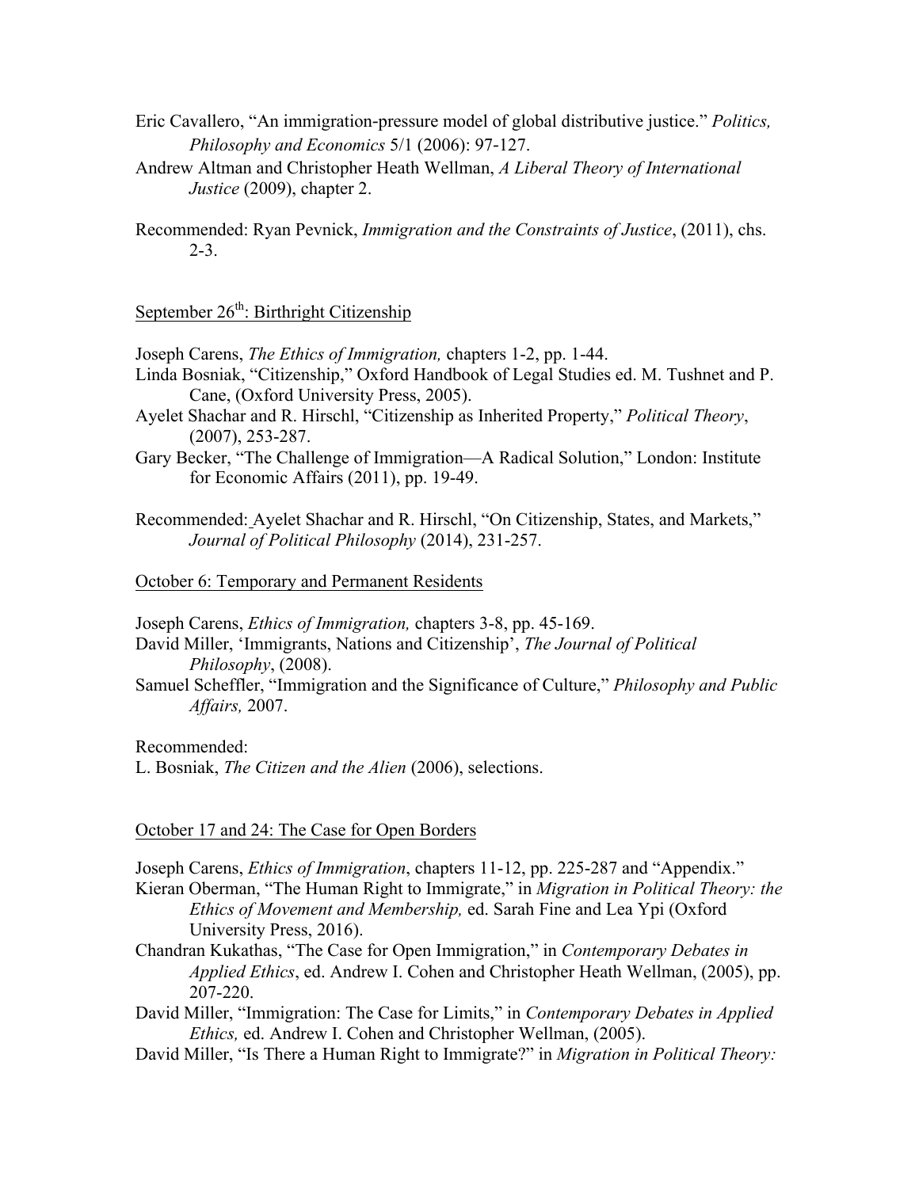Eric Cavallero, "An immigration-pressure model of global distributive justice." *Politics, Philosophy and Economics* 5/1 (2006): 97-127.

Andrew Altman and Christopher Heath Wellman, *A Liberal Theory of International Justice* (2009), chapter 2.

Recommended: Ryan Pevnick, *Immigration and the Constraints of Justice*, (2011), chs. 2-3.

September 26th: Birthright Citizenship

Joseph Carens, *The Ethics of Immigration,* chapters 1-2, pp. 1-44.

Linda Bosniak, "Citizenship," Oxford Handbook of Legal Studies ed. M. Tushnet and P. Cane, (Oxford University Press, 2005).

Ayelet Shachar and R. Hirschl, "Citizenship as Inherited Property," *Political Theory*, (2007), 253-287.

Gary Becker, "The Challenge of Immigration—A Radical Solution," London: Institute for Economic Affairs (2011), pp. 19-49.

Recommended: Ayelet Shachar and R. Hirschl, "On Citizenship, States, and Markets," *Journal of Political Philosophy* (2014), 231-257.

October 6: Temporary and Permanent Residents

Joseph Carens, *Ethics of Immigration,* chapters 3-8, pp. 45-169.

David Miller, 'Immigrants, Nations and Citizenship', *The Journal of Political Philosophy*, (2008).

Samuel Scheffler, "Immigration and the Significance of Culture," *Philosophy and Public Affairs,* 2007.

Recommended:

L. Bosniak, *The Citizen and the Alien* (2006), selections.

October 17 and 24: The Case for Open Borders

Joseph Carens, *Ethics of Immigration*, chapters 11-12, pp. 225-287 and "Appendix."

Kieran Oberman, "The Human Right to Immigrate," in *Migration in Political Theory: the Ethics of Movement and Membership,* ed. Sarah Fine and Lea Ypi (Oxford University Press, 2016).

Chandran Kukathas, "The Case for Open Immigration," in *Contemporary Debates in Applied Ethics*, ed. Andrew I. Cohen and Christopher Heath Wellman, (2005), pp. 207-220.

David Miller, "Immigration: The Case for Limits," in *Contemporary Debates in Applied Ethics,* ed. Andrew I. Cohen and Christopher Wellman, (2005).

David Miller, "Is There a Human Right to Immigrate?" in *Migration in Political Theory:*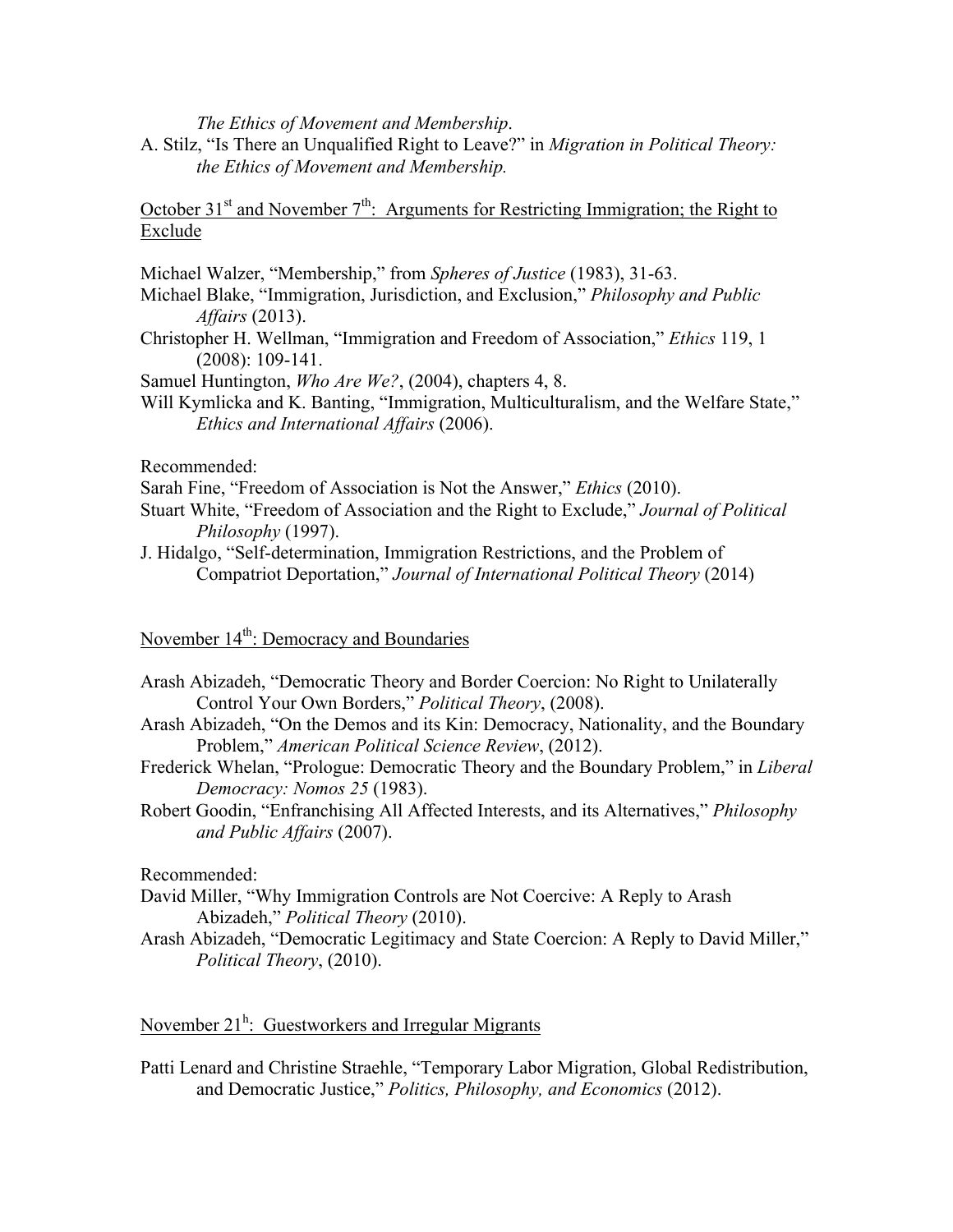*The Ethics of Movement and Membership*.

A. Stilz, "Is There an Unqualified Right to Leave?" in *Migration in Political Theory: the Ethics of Movement and Membership.*

<u>October 31st and November 7th: Arguments for Restricting Immigration; the Right to Exclude</u>

Michael Walzer, "Membership," from *Spheres of Justice* (1983), 31-63.

Michael Blake, "Immigration, Jurisdiction, and Exclusion," *Philosophy and Public Affairs* (2013).

Christopher H. Wellman, "Immigration and Freedom of Association," *Ethics* 119, 1 (2008): 109-141.

Samuel Huntington, *Who Are We?*, (2004), chapters 4, 8.

Will Kymlicka and K. Banting, "Immigration, Multiculturalism, and the Welfare State," *Ethics and International Affairs* (2006).

Recommended:

Sarah Fine, "Freedom of Association is Not the Answer," *Ethics* (2010).

Stuart White, "Freedom of Association and the Right to Exclude," *Journal of Political Philosophy* (1997).

J. Hidalgo, "Self-determination, Immigration Restrictions, and the Problem of Compatriot Deportation," *Journal of International Political Theory* (2014)

<u>November 14th: Democracy and Boundaries</u>

Arash Abizadeh, "Democratic Theory and Border Coercion: No Right to Unilaterally Control Your Own Borders," *Political Theory*, (2008).

Arash Abizadeh, "On the Demos and its Kin: Democracy, Nationality, and the Boundary Problem," *American Political Science Review*, (2012).

Frederick Whelan, "Prologue: Democratic Theory and the Boundary Problem," in *Liberal Democracy: Nomos 25* (1983).

Robert Goodin, "Enfranchising All Affected Interests, and its Alternatives," *Philosophy and Public Affairs* (2007).

Recommended:

David Miller, "Why Immigration Controls are Not Coercive: A Reply to Arash Abizadeh," *Political Theory* (2010).

Arash Abizadeh, "Democratic Legitimacy and State Coercion: A Reply to David Miller," *Political Theory*, (2010).

<u>November 21h: Guestworkers and Irregular Migrants</u>

Patti Lenard and Christine Straehle, "Temporary Labor Migration, Global Redistribution, and Democratic Justice," *Politics, Philosophy, and Economics* (2012).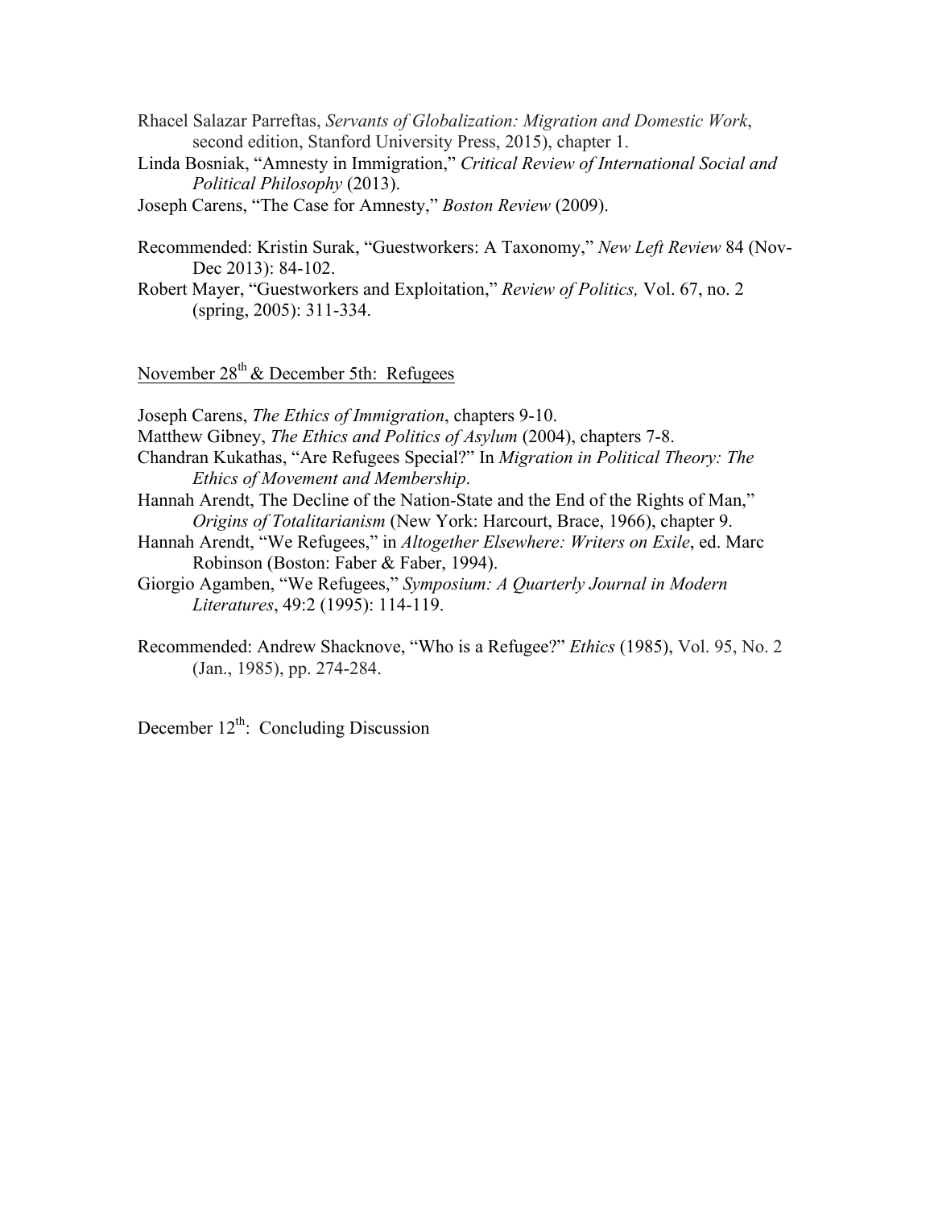Rhacel Salazar Parreftas, *Servants of Globalization: Migration and Domestic Work*, second edition, Stanford University Press, 2015), chapter 1.

Linda Bosniak, "Amnesty in Immigration," *Critical Review of International Social and Political Philosophy* (2013).

Joseph Carens, "The Case for Amnesty," *Boston Review* (2009).

Recommended: Kristin Surak, "Guestworkers: A Taxonomy," *New Left Review* 84 (Nov-Dec 2013): 84-102.

Robert Mayer, "Guestworkers and Exploitation," *Review of Politics,* Vol. 67, no. 2 (spring, 2005): 311-334.

## November 28th & December 5th: Refugees

Joseph Carens, *The Ethics of Immigration*, chapters 9-10.

Matthew Gibney, *The Ethics and Politics of Asylum* (2004), chapters 7-8.

Chandran Kukathas, "Are Refugees Special?" In *Migration in Political Theory: The Ethics of Movement and Membership*.

Hannah Arendt, The Decline of the Nation-State and the End of the Rights of Man," *Origins of Totalitarianism* (New York: Harcourt, Brace, 1966), chapter 9.

Hannah Arendt, "We Refugees," in *Altogether Elsewhere: Writers on Exile*, ed. Marc Robinson (Boston: Faber & Faber, 1994).

Giorgio Agamben, "We Refugees," *Symposium: A Quarterly Journal in Modern Literatures*, 49:2 (1995): 114-119.

Recommended: Andrew Shacknove, "Who is a Refugee?" *Ethics* (1985), Vol. 95, No. 2 (Jan., 1985), pp. 274-284.

## December 12th: Concluding Discussion